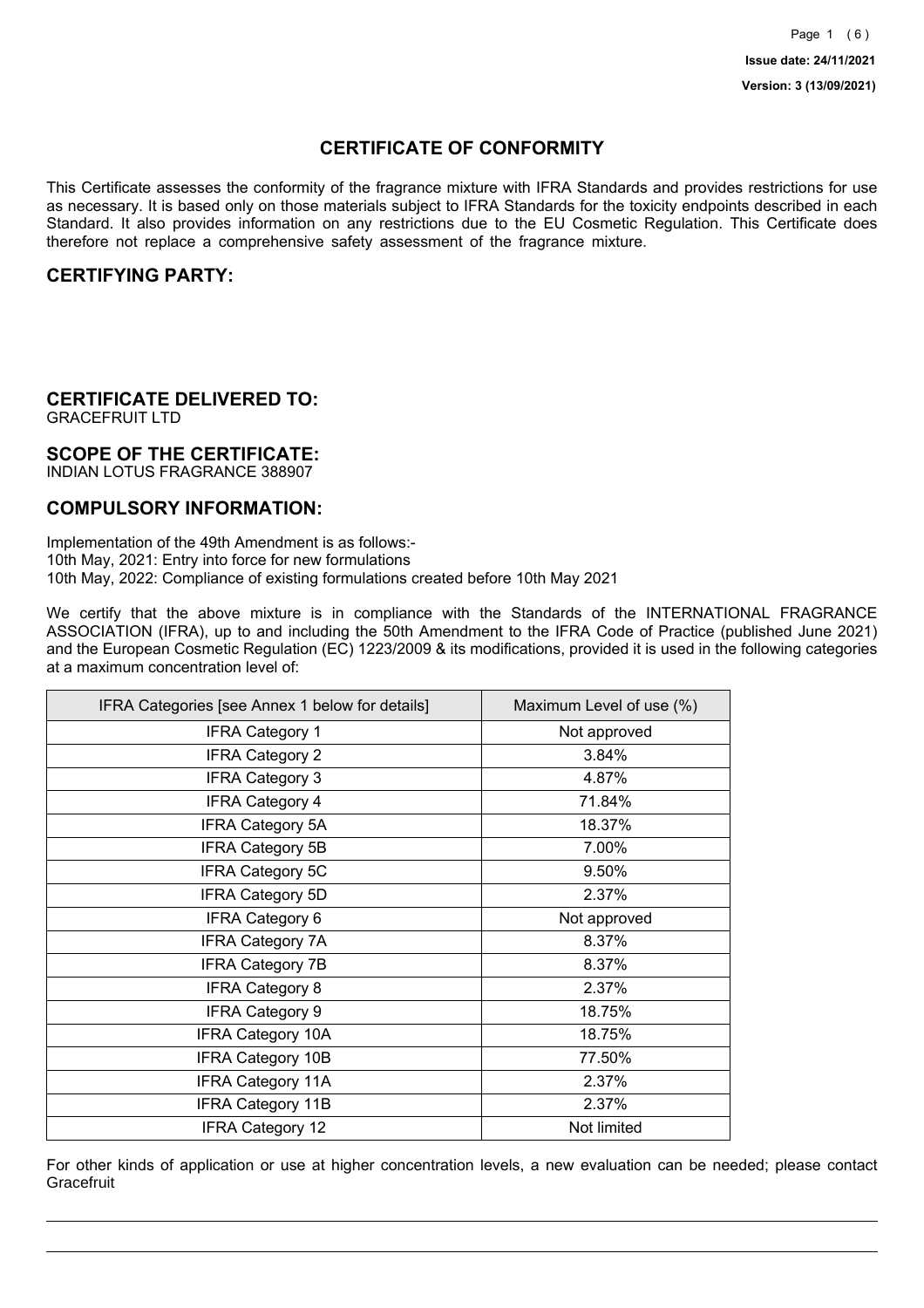Issue date: 24/11/2021

Version: 3 (13/09/2021)

# CERTIFICATE OF CONFORMITY

This Certificate assesses the conformity of the fragrance mixture with IFRA Standards and provides restrictions for use as necessary. It is based only on those materials subject to IFRA Standards for the toxicity endpoints described in each Standard. It also provides information on any restrictions due to the EU Cosmetic Regulation. This Certificate does therefore not replace a comprehensive safety assessment of the fragrance mixture.

## CERTIFYING PARTY:

## CERTIFICATE DELIVERED TO:

GRACEFRUIT LTD

## SCOPE OF THE CERTIFICATE:

INDIAN LOTUS FRAGRANCE 388907

## COMPULSORY INFORMATION:

Implementation of the 49th Amendment is as follows:-
10th May, 2021: Entry into force for new formulations
10th May, 2022: Compliance of existing formulations created before 10th May 2021

We certify that the above mixture is in compliance with the Standards of the INTERNATIONAL FRAGRANCE ASSOCIATION (IFRA), up to and including the 50th Amendment to the IFRA Code of Practice (published June 2021) and the European Cosmetic Regulation (EC) 1223/2009 & its modifications, provided it is used in the following categories at a maximum concentration level of:

| IFRA Categories [see Annex 1 below for details] | Maximum Level of use (%) |
|---|---|
| IFRA Category 1 | Not approved |
| IFRA Category 2 | 3.84% |
| IFRA Category 3 | 4.87% |
| IFRA Category 4 | 71.84% |
| IFRA Category 5A | 18.37% |
| IFRA Category 5B | 7.00% |
| IFRA Category 5C | 9.50% |
| IFRA Category 5D | 2.37% |
| IFRA Category 6 | Not approved |
| IFRA Category 7A | 8.37% |
| IFRA Category 7B | 8.37% |
| IFRA Category 8 | 2.37% |
| IFRA Category 9 | 18.75% |
| IFRA Category 10A | 18.75% |
| IFRA Category 10B | 77.50% |
| IFRA Category 11A | 2.37% |
| IFRA Category 11B | 2.37% |
| IFRA Category 12 | Not limited |

For other kinds of application or use at higher concentration levels, a new evaluation can be needed; please contact Gracefruit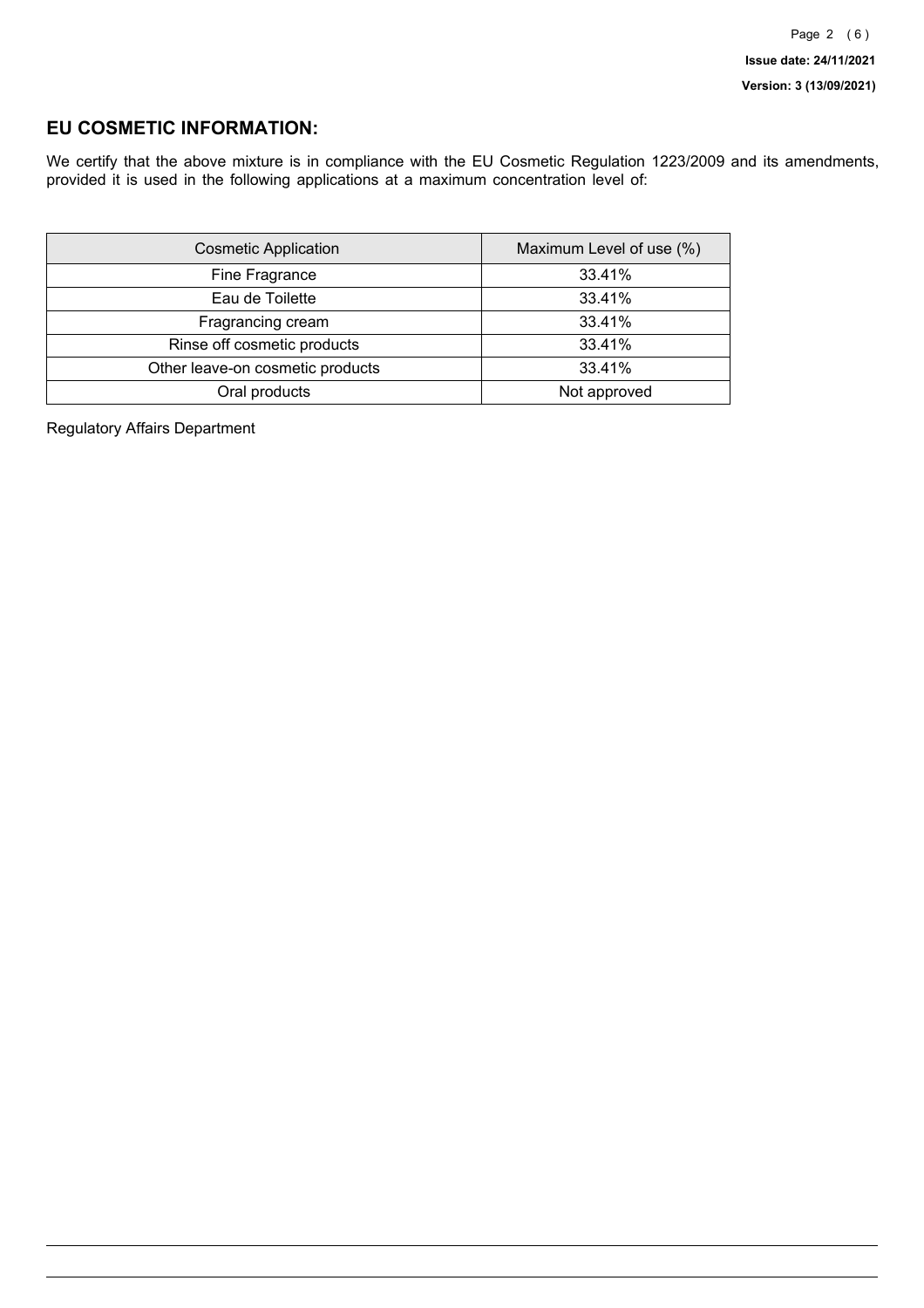## EU COSMETIC INFORMATION:

We certify that the above mixture is in compliance with the EU Cosmetic Regulation 1223/2009 and its amendments, provided it is used in the following applications at a maximum concentration level of:

| Cosmetic Application | Maximum Level of use (%) |
| --- | --- |
| Fine Fragrance | 33.41% |
| Eau de Toilette | 33.41% |
| Fragrancing cream | 33.41% |
| Rinse off cosmetic products | 33.41% |
| Other leave-on cosmetic products | 33.41% |
| Oral products | Not approved |

Regulatory Affairs Department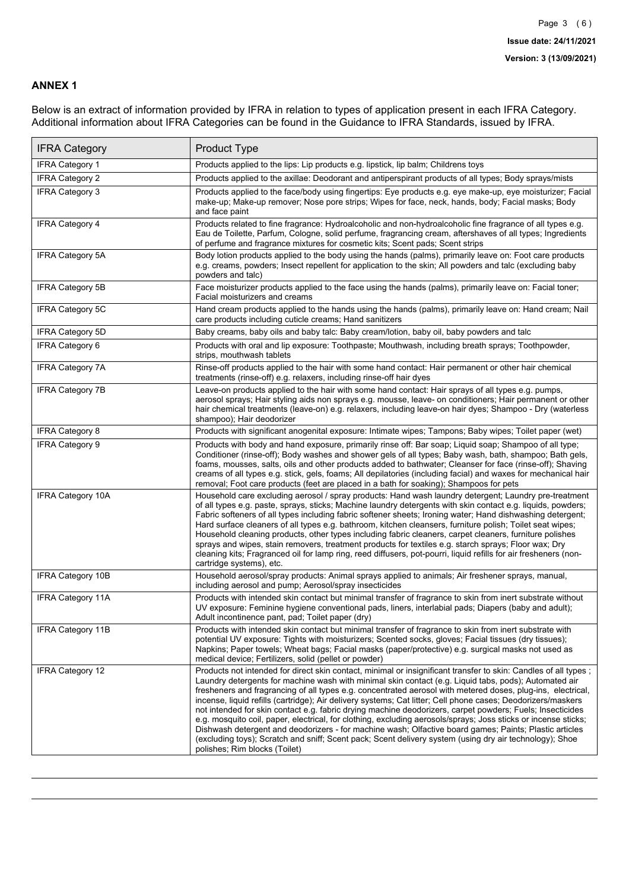## ANNEX 1

Below is an extract of information provided by IFRA in relation to types of application present in each IFRA Category. Additional information about IFRA Categories can be found in the Guidance to IFRA Standards, issued by IFRA.

| IFRA Category | Product Type |
|---|---|
| IFRA Category 1 | Products applied to the lips: Lip products e.g. lipstick, lip balm; Childrens toys |
| IFRA Category 2 | Products applied to the axillae: Deodorant and antiperspirant products of all types; Body sprays/mists |
| IFRA Category 3 | Products applied to the face/body using fingertips: Eye products e.g. eye make-up, eye moisturizer; Facial make-up; Make-up remover; Nose pore strips; Wipes for face, neck, hands, body; Facial masks; Body and face paint |
| IFRA Category 4 | Products related to fine fragrance: Hydroalcoholic and non-hydroalcoholic fine fragrance of all types e.g. Eau de Toilette, Parfum, Cologne, solid perfume, fragrancing cream, aftershaves of all types; Ingredients of perfume and fragrance mixtures for cosmetic kits; Scent pads; Scent strips |
| IFRA Category 5A | Body lotion products applied to the body using the hands (palms), primarily leave on: Foot care products e.g. creams, powders; Insect repellent for application to the skin; All powders and talc (excluding baby powders and talc) |
| IFRA Category 5B | Face moisturizer products applied to the face using the hands (palms), primarily leave on: Facial toner; Facial moisturizers and creams |
| IFRA Category 5C | Hand cream products applied to the hands using the hands (palms), primarily leave on: Hand cream; Nail care products including cuticle creams; Hand sanitizers |
| IFRA Category 5D | Baby creams, baby oils and baby talc: Baby cream/lotion, baby oil, baby powders and talc |
| IFRA Category 6 | Products with oral and lip exposure: Toothpaste; Mouthwash, including breath sprays; Toothpowder, strips, mouthwash tablets |
| IFRA Category 7A | Rinse-off products applied to the hair with some hand contact: Hair permanent or other hair chemical treatments (rinse-off) e.g. relaxers, including rinse-off hair dyes |
| IFRA Category 7B | Leave-on products applied to the hair with some hand contact: Hair sprays of all types e.g. pumps, aerosol sprays; Hair styling aids non sprays e.g. mousse, leave- on conditioners; Hair permanent or other hair chemical treatments (leave-on) e.g. relaxers, including leave-on hair dyes; Shampoo - Dry (waterless shampoo); Hair deodorizer |
| IFRA Category 8 | Products with significant anogenital exposure: Intimate wipes; Tampons; Baby wipes; Toilet paper (wet) |
| IFRA Category 9 | Products with body and hand exposure, primarily rinse off: Bar soap; Liquid soap; Shampoo of all type; Conditioner (rinse-off); Body washes and shower gels of all types; Baby wash, bath, shampoo; Bath gels, foams, mousses, salts, oils and other products added to bathwater; Cleanser for face (rinse-off); Shaving creams of all types e.g. stick, gels, foams; All depilatories (including facial) and waxes for mechanical hair removal; Foot care products (feet are placed in a bath for soaking); Shampoos for pets |
| IFRA Category 10A | Household care excluding aerosol / spray products: Hand wash laundry detergent; Laundry pre-treatment of all types e.g. paste, sprays, sticks; Machine laundry detergents with skin contact e.g. liquids, powders; Fabric softeners of all types including fabric softener sheets; Ironing water; Hand dishwashing detergent; Hard surface cleaners of all types e.g. bathroom, kitchen cleansers, furniture polish; Toilet seat wipes; Household cleaning products, other types including fabric cleaners, carpet cleaners, furniture polishes sprays and wipes, stain removers, treatment products for textiles e.g. starch sprays; Floor wax; Dry cleaning kits; Fragranced oil for lamp ring, reed diffusers, pot-pourri, liquid refills for air fresheners (non-cartridge systems), etc. |
| IFRA Category 10B | Household aerosol/spray products: Animal sprays applied to animals; Air freshener sprays, manual, including aerosol and pump; Aerosol/spray insecticides |
| IFRA Category 11A | Products with intended skin contact but minimal transfer of fragrance to skin from inert substrate without UV exposure: Feminine hygiene conventional pads, liners, interlabial pads; Diapers (baby and adult); Adult incontinence pant, pad; Toilet paper (dry) |
| IFRA Category 11B | Products with intended skin contact but minimal transfer of fragrance to skin from inert substrate with potential UV exposure: Tights with moisturizers; Scented socks, gloves; Facial tissues (dry tissues); Napkins; Paper towels; Wheat bags; Facial masks (paper/protective) e.g. surgical masks not used as medical device; Fertilizers, solid (pellet or powder) |
| IFRA Category 12 | Products not intended for direct skin contact, minimal or insignificant transfer to skin: Candles of all types ; Laundry detergents for machine wash with minimal skin contact (e.g. Liquid tabs, pods); Automated air fresheners and fragrancing of all types e.g. concentrated aerosol with metered doses, plug-ins, electrical, incense, liquid refills (cartridge); Air delivery systems; Cat litter; Cell phone cases; Deodorizers/maskers not intended for skin contact e.g. fabric drying machine deodorizers, carpet powders; Fuels; Insecticides e.g. mosquito coil, paper, electrical, for clothing, excluding aerosols/sprays; Joss sticks or incense sticks; Dishwash detergent and deodorizers - for machine wash; Olfactive board games; Paints; Plastic articles (excluding toys); Scratch and sniff; Scent pack; Scent delivery system (using dry air technology); Shoe polishes; Rim blocks (Toilet) |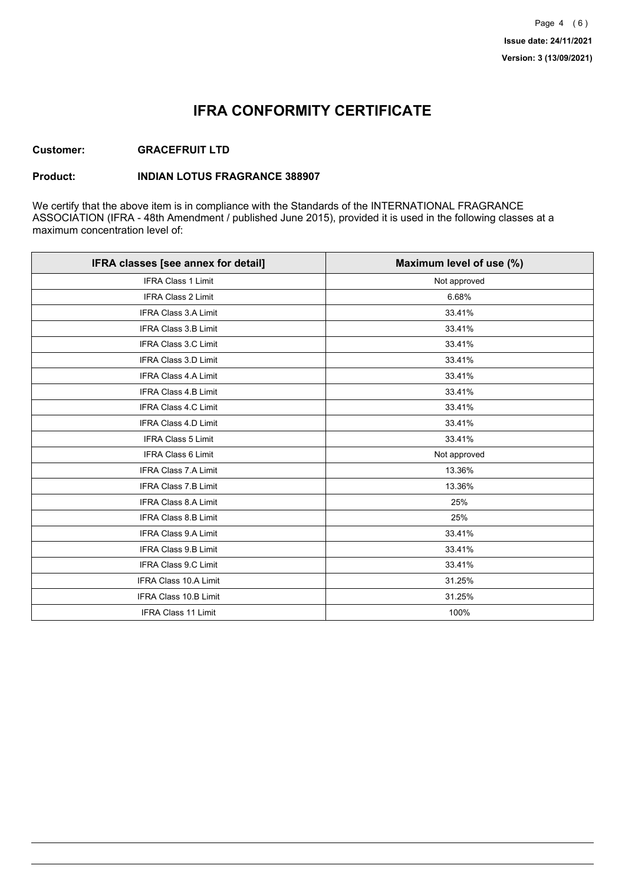# IFRA CONFORMITY CERTIFICATE

**Customer:** **GRACEFRUIT LTD**

**Product:** **INDIAN LOTUS FRAGRANCE 388907**

We certify that the above item is in compliance with the Standards of the INTERNATIONAL FRAGRANCE ASSOCIATION (IFRA - 48th Amendment / published June 2015), provided it is used in the following classes at a maximum concentration level of:

| IFRA classes [see annex for detail] | Maximum level of use (%) |
|---|---|
| IFRA Class 1 Limit | Not approved |
| IFRA Class 2 Limit | 6.68% |
| IFRA Class 3.A Limit | 33.41% |
| IFRA Class 3.B Limit | 33.41% |
| IFRA Class 3.C Limit | 33.41% |
| IFRA Class 3.D Limit | 33.41% |
| IFRA Class 4.A Limit | 33.41% |
| IFRA Class 4.B Limit | 33.41% |
| IFRA Class 4.C Limit | 33.41% |
| IFRA Class 4.D Limit | 33.41% |
| IFRA Class 5 Limit | 33.41% |
| IFRA Class 6 Limit | Not approved |
| IFRA Class 7.A Limit | 13.36% |
| IFRA Class 7.B Limit | 13.36% |
| IFRA Class 8.A Limit | 25% |
| IFRA Class 8.B Limit | 25% |
| IFRA Class 9.A Limit | 33.41% |
| IFRA Class 9.B Limit | 33.41% |
| IFRA Class 9.C Limit | 33.41% |
| IFRA Class 10.A Limit | 31.25% |
| IFRA Class 10.B Limit | 31.25% |
| IFRA Class 11 Limit | 100% |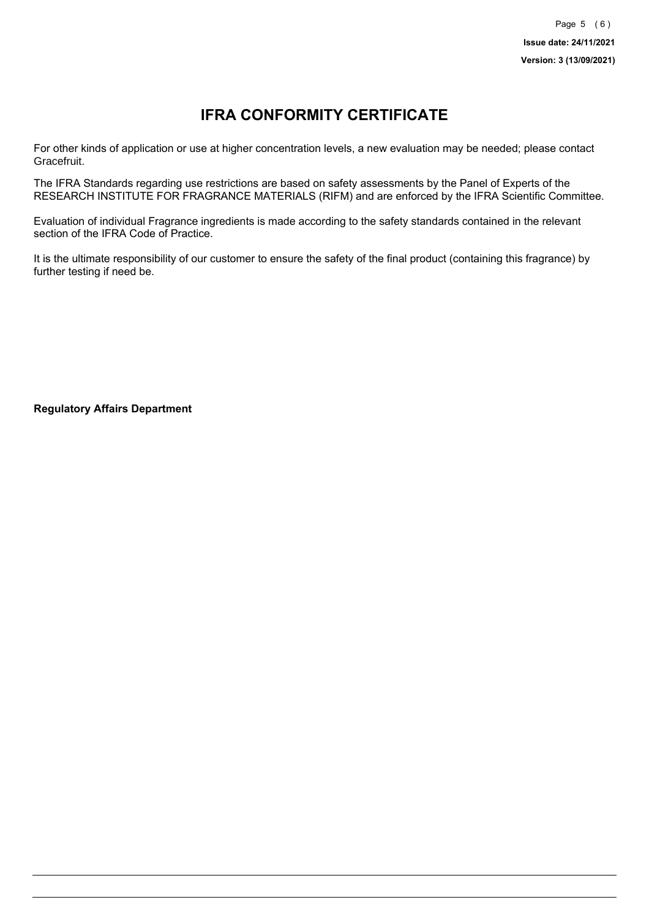# IFRA CONFORMITY CERTIFICATE

For other kinds of application or use at higher concentration levels, a new evaluation may be needed; please contact Gracefruit.

The IFRA Standards regarding use restrictions are based on safety assessments by the Panel of Experts of the RESEARCH INSTITUTE FOR FRAGRANCE MATERIALS (RIFM) and are enforced by the IFRA Scientific Committee.

Evaluation of individual Fragrance ingredients is made according to the safety standards contained in the relevant section of the IFRA Code of Practice.

It is the ultimate responsibility of our customer to ensure the safety of the final product (containing this fragrance) by further testing if need be.

**Regulatory Affairs Department**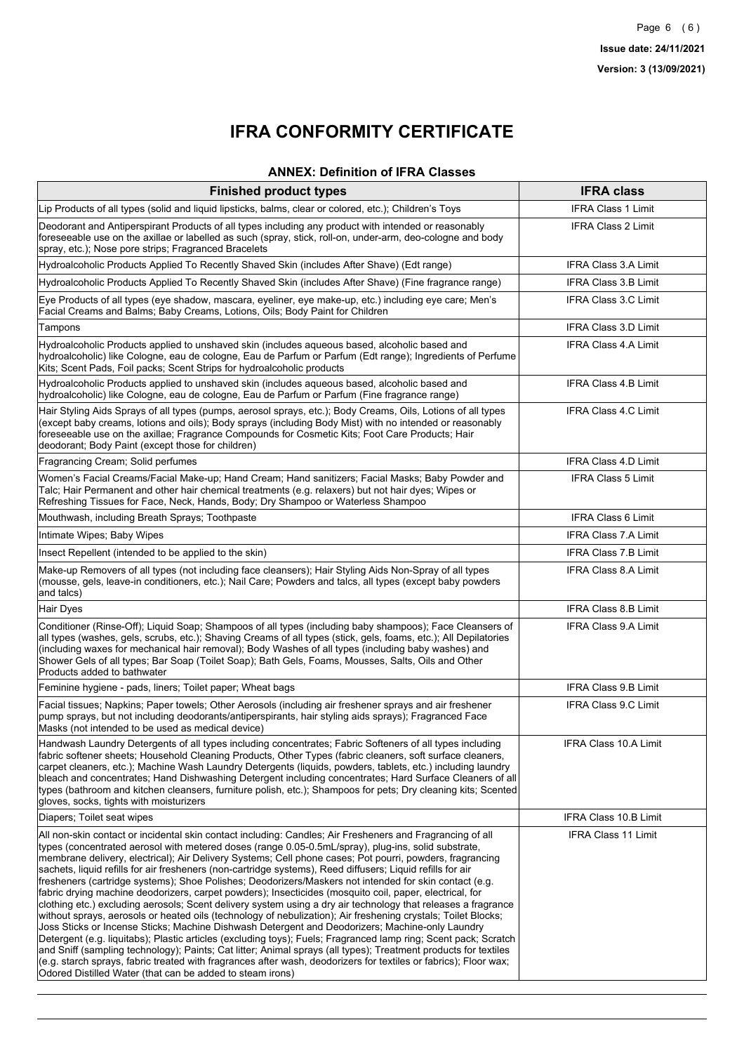# IFRA CONFORMITY CERTIFICATE

### ANNEX: Definition of IFRA Classes

| Finished product types | IFRA class |
|---|---|
| Lip Products of all types (solid and liquid lipsticks, balms, clear or colored, etc.); Children's Toys | IFRA Class 1 Limit |
| Deodorant and Antiperspirant Products of all types including any product with intended or reasonably foreseeable use on the axillae or labelled as such (spray, stick, roll-on, under-arm, deo-cologne and body spray, etc.); Nose pore strips; Fragranced Bracelets | IFRA Class 2 Limit |
| Hydroalcoholic Products Applied To Recently Shaved Skin (includes After Shave) (Edt range) | IFRA Class 3.A Limit |
| Hydroalcoholic Products Applied To Recently Shaved Skin (includes After Shave) (Fine fragrance range) | IFRA Class 3.B Limit |
| Eye Products of all types (eye shadow, mascara, eyeliner, eye make-up, etc.) including eye care; Men's Facial Creams and Balms; Baby Creams, Lotions, Oils; Body Paint for Children | IFRA Class 3.C Limit |
| Tampons | IFRA Class 3.D Limit |
| Hydroalcoholic Products applied to unshaved skin (includes aqueous based, alcoholic based and hydroalcoholic) like Cologne, eau de cologne, Eau de Parfum or Parfum (Edt range); Ingredients of Perfume Kits; Scent Pads, Foil packs; Scent Strips for hydroalcoholic products | IFRA Class 4.A Limit |
| Hydroalcoholic Products applied to unshaved skin (includes aqueous based, alcoholic based and hydroalcoholic) like Cologne, eau de cologne, Eau de Parfum or Parfum (Fine fragrance range) | IFRA Class 4.B Limit |
| Hair Styling Aids Sprays of all types (pumps, aerosol sprays, etc.); Body Creams, Oils, Lotions of all types (except baby creams, lotions and oils); Body sprays (including Body Mist) with no intended or reasonably foreseeable use on the axillae; Fragrance Compounds for Cosmetic Kits; Foot Care Products; Hair deodorant; Body Paint (except those for children) | IFRA Class 4.C Limit |
| Fragrancing Cream; Solid perfumes | IFRA Class 4.D Limit |
| Women's Facial Creams/Facial Make-up; Hand Cream; Hand sanitizers; Facial Masks; Baby Powder and Talc; Hair Permanent and other hair chemical treatments (e.g. relaxers) but not hair dyes; Wipes or Refreshing Tissues for Face, Neck, Hands, Body; Dry Shampoo or Waterless Shampoo | IFRA Class 5 Limit |
| Mouthwash, including Breath Sprays; Toothpaste | IFRA Class 6 Limit |
| Intimate Wipes; Baby Wipes | IFRA Class 7.A Limit |
| Insect Repellent (intended to be applied to the skin) | IFRA Class 7.B Limit |
| Make-up Removers of all types (not including face cleansers); Hair Styling Aids Non-Spray of all types (mousse, gels, leave-in conditioners, etc.); Nail Care; Powders and talcs, all types (except baby powders and talcs) | IFRA Class 8.A Limit |
| Hair Dyes | IFRA Class 8.B Limit |
| Conditioner (Rinse-Off); Liquid Soap; Shampoos of all types (including baby shampoos); Face Cleansers of all types (washes, gels, scrubs, etc.); Shaving Creams of all types (stick, gels, foams, etc.); All Depilatories (including waxes for mechanical hair removal); Body Washes of all types (including baby washes) and Shower Gels of all types; Bar Soap (Toilet Soap); Bath Gels, Foams, Mousses, Salts, Oils and Other Products added to bathwater | IFRA Class 9.A Limit |
| Feminine hygiene - pads, liners; Toilet paper; Wheat bags | IFRA Class 9.B Limit |
| Facial tissues; Napkins; Paper towels; Other Aerosols (including air freshener sprays and air freshener pump sprays, but not including deodorants/antiperspirants, hair styling aids sprays); Fragranced Face Masks (not intended to be used as medical device) | IFRA Class 9.C Limit |
| Handwash Laundry Detergents of all types including concentrates; Fabric Softeners of all types including fabric softener sheets; Household Cleaning Products, Other Types (fabric cleaners, soft surface cleaners, carpet cleaners, etc.); Machine Wash Laundry Detergents (liquids, powders, tablets, etc.) including laundry bleach and concentrates; Hand Dishwashing Detergent including concentrates; Hard Surface Cleaners of all types (bathroom and kitchen cleansers, furniture polish, etc.); Shampoos for pets; Dry cleaning kits; Scented gloves, socks, tights with moisturizers | IFRA Class 10.A Limit |
| Diapers; Toilet seat wipes | IFRA Class 10.B Limit |
| All non-skin contact or incidental skin contact including: Candles; Air Fresheners and Fragrancing of all types (concentrated aerosol with metered doses (range 0.05-0.5mL/spray), plug-ins, solid substrate, membrane delivery, electrical); Air Delivery Systems; Cell phone cases; Pot pourri, powders, fragrancing sachets, liquid refills for air fresheners (non-cartridge systems), Reed diffusers; Liquid refills for air fresheners (cartridge systems); Shoe Polishes; Deodorizers/Maskers not intended for skin contact (e.g. fabric drying machine deodorizers, carpet powders); Insecticides (mosquito coil, paper, electrical, for clothing etc.) excluding aerosols; Scent delivery system using a dry air technology that releases a fragrance without sprays, aerosols or heated oils (technology of nebulization); Air freshening crystals; Toilet Blocks; Joss Sticks or Incense Sticks; Machine Dishwash Detergent and Deodorizers; Machine-only Laundry Detergent (e.g. liquitabs); Plastic articles (excluding toys); Fuels; Fragranced lamp ring; Scent pack; Scratch and Sniff (sampling technology); Paints; Cat litter; Animal sprays (all types); Treatment products for textiles (e.g. starch sprays, fabric treated with fragrances after wash, deodorizers for textiles or fabrics); Floor wax; Odored Distilled Water (that can be added to steam irons) | IFRA Class 11 Limit |